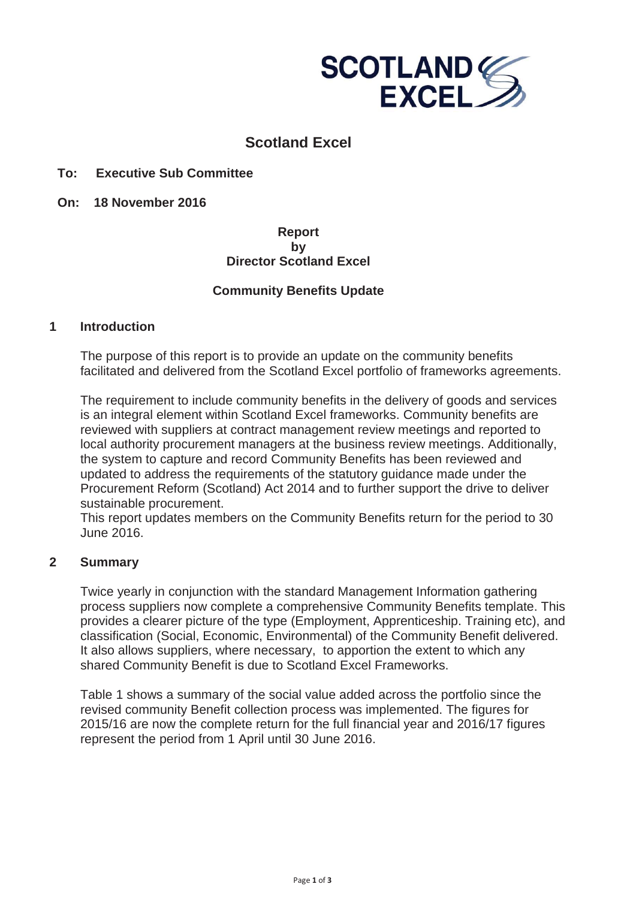SCOTLAND EXCEL

# Scotland Excel

**To: Executive Sub Committee**

**On: 18 November 2016**

**Report**
**by**
**Director Scotland Excel**

**Community Benefits Update**

## 1 Introduction

The purpose of this report is to provide an update on the community benefits facilitated and delivered from the Scotland Excel portfolio of frameworks agreements.

The requirement to include community benefits in the delivery of goods and services is an integral element within Scotland Excel frameworks. Community benefits are reviewed with suppliers at contract management review meetings and reported to local authority procurement managers at the business review meetings. Additionally, the system to capture and record Community Benefits has been reviewed and updated to address the requirements of the statutory guidance made under the Procurement Reform (Scotland) Act 2014 and to further support the drive to deliver sustainable procurement.
This report updates members on the Community Benefits return for the period to 30 June 2016.

## 2 Summary

Twice yearly in conjunction with the standard Management Information gathering process suppliers now complete a comprehensive Community Benefits template. This provides a clearer picture of the type (Employment, Apprenticeship. Training etc), and classification (Social, Economic, Environmental) of the Community Benefit delivered. It also allows suppliers, where necessary, to apportion the extent to which any shared Community Benefit is due to Scotland Excel Frameworks.

Table 1 shows a summary of the social value added across the portfolio since the revised community Benefit collection process was implemented. The figures for 2015/16 are now the complete return for the full financial year and 2016/17 figures represent the period from 1 April until 30 June 2016.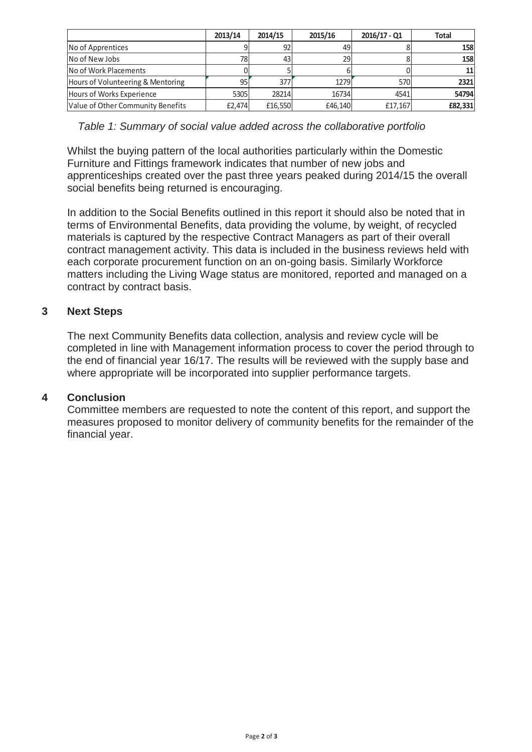| | 2013/14 | 2014/15 | 2015/16 | 2016/17 - Q1 | Total |
|---|---|---|---|---|---|
| No of Apprentices | 9 | 92 | 49 | 8 | **158** |
| No of New Jobs | 78 | 43 | 29 | 8 | **158** |
| No of Work Placements | 0 | 5 | 6 | 0 | **11** |
| Hours of Volunteering & Mentoring | 95 | 377 | 1279 | 570 | **2321** |
| Hours of Works Experience | 5305 | 28214 | 16734 | 4541 | **54794** |
| Value of Other Community Benefits | £2,474 | £16,550 | £46,140 | £17,167 | **£82,331** |

*Table 1: Summary of social value added across the collaborative portfolio*

Whilst the buying pattern of the local authorities particularly within the Domestic Furniture and Fittings framework indicates that number of new jobs and apprenticeships created over the past three years peaked during 2014/15 the overall social benefits being returned is encouraging.

In addition to the Social Benefits outlined in this report it should also be noted that in terms of Environmental Benefits, data providing the volume, by weight, of recycled materials is captured by the respective Contract Managers as part of their overall contract management activity. This data is included in the business reviews held with each corporate procurement function on an on-going basis. Similarly Workforce matters including the Living Wage status are monitored, reported and managed on a contract by contract basis.

## 3 Next Steps

The next Community Benefits data collection, analysis and review cycle will be completed in line with Management information process to cover the period through to the end of financial year 16/17. The results will be reviewed with the supply base and where appropriate will be incorporated into supplier performance targets.

## 4 Conclusion

Committee members are requested to note the content of this report, and support the measures proposed to monitor delivery of community benefits for the remainder of the financial year.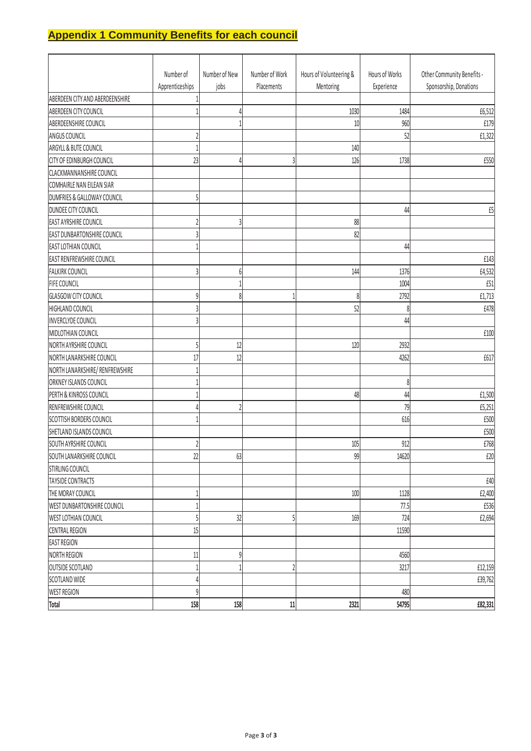# Appendix 1 Community Benefits for each council

| | Number of Apprenticeships | Number of New jobs | Number of Work Placements | Hours of Volunteering & Mentoring | Hours of Works Experience | Other Community Benefits - Sponsorship, Donations |
|---|---|---|---|---|---|---|
| ABERDEEN CITY AND ABERDEENSHIRE | 1 | | | | | |
| ABERDEEN CITY COUNCIL | 1 | 4 | | 1030 | 1484 | £6,512 |
| ABERDEENSHIRE COUNCIL | | 1 | | 10 | 960 | £179 |
| ANGUS COUNCIL | 2 | | | | 52 | £1,322 |
| ARGYLL & BUTE COUNCIL | 1 | | | 140 | | |
| CITY OF EDINBURGH COUNCIL | 23 | 4 | 3 | 126 | 1738 | £550 |
| CLACKMANNANSHIRE COUNCIL | | | | | | |
| COMHAIRLE NAN EILEAN SIAR | | | | | | |
| DUMFRIES & GALLOWAY COUNCIL | 5 | | | | | |
| DUNDEE CITY COUNCIL | | | | | 44 | £5 |
| EAST AYRSHIRE COUNCIL | 2 | 3 | | 88 | | |
| EAST DUNBARTONSHIRE COUNCIL | 3 | | | 82 | | |
| EAST LOTHIAN COUNCIL | 1 | | | | 44 | |
| EAST RENFREWSHIRE COUNCIL | | | | | | £143 |
| FALKIRK COUNCIL | 3 | 6 | | 144 | 1376 | £4,532 |
| FIFE COUNCIL | | 1 | | | 1004 | £51 |
| GLASGOW CITY COUNCIL | 9 | 8 | 1 | 8 | 2792 | £1,713 |
| HIGHLAND COUNCIL | 3 | | | 52 | 8 | £478 |
| INVERCLYDE COUNCIL | 3 | | | | 44 | |
| MIDLOTHIAN COUNCIL | | | | | | £100 |
| NORTH AYRSHIRE COUNCIL | 5 | 12 | | 120 | 2932 | |
| NORTH LANARKSHIRE COUNCIL | 17 | 12 | | | 4262 | £617 |
| NORTH LANARKSHIRE/ RENFREWSHIRE | 1 | | | | | |
| ORKNEY ISLANDS COUNCIL | 1 | | | | 8 | |
| PERTH & KINROSS COUNCIL | 1 | | | 48 | 44 | £1,500 |
| RENFREWSHIRE COUNCIL | 4 | 2 | | | 79 | £5,251 |
| SCOTTISH BORDERS COUNCIL | 1 | | | | 616 | £500 |
| SHETLAND ISLANDS COUNCIL | | | | | | £500 |
| SOUTH AYRSHIRE COUNCIL | 2 | | | 105 | 912 | £768 |
| SOUTH LANARKSHIRE COUNCIL | 22 | 63 | | 99 | 14620 | £20 |
| STIRLING COUNCIL | | | | | | |
| TAYSIDE CONTRACTS | | | | | | £40 |
| THE MORAY COUNCIL | 1 | | | 100 | 1128 | £2,400 |
| WEST DUNBARTONSHIRE COUNCIL | 1 | | | | 77.5 | £536 |
| WEST LOTHIAN COUNCIL | 5 | 32 | 5 | 169 | 724 | £2,694 |
| CENTRAL REGION | 15 | | | | 11590 | |
| EAST REGION | | | | | | |
| NORTH REGION | 11 | 9 | | | 4560 | |
| OUTSIDE SCOTLAND | 1 | 1 | 2 | | 3217 | £12,159 |
| SCOTLAND WIDE | 4 | | | | | £39,762 |
| WEST REGION | 9 | | | | 480 | |
| **Total** | **158** | **158** | **11** | **2321** | **54795** | **£82,331** |